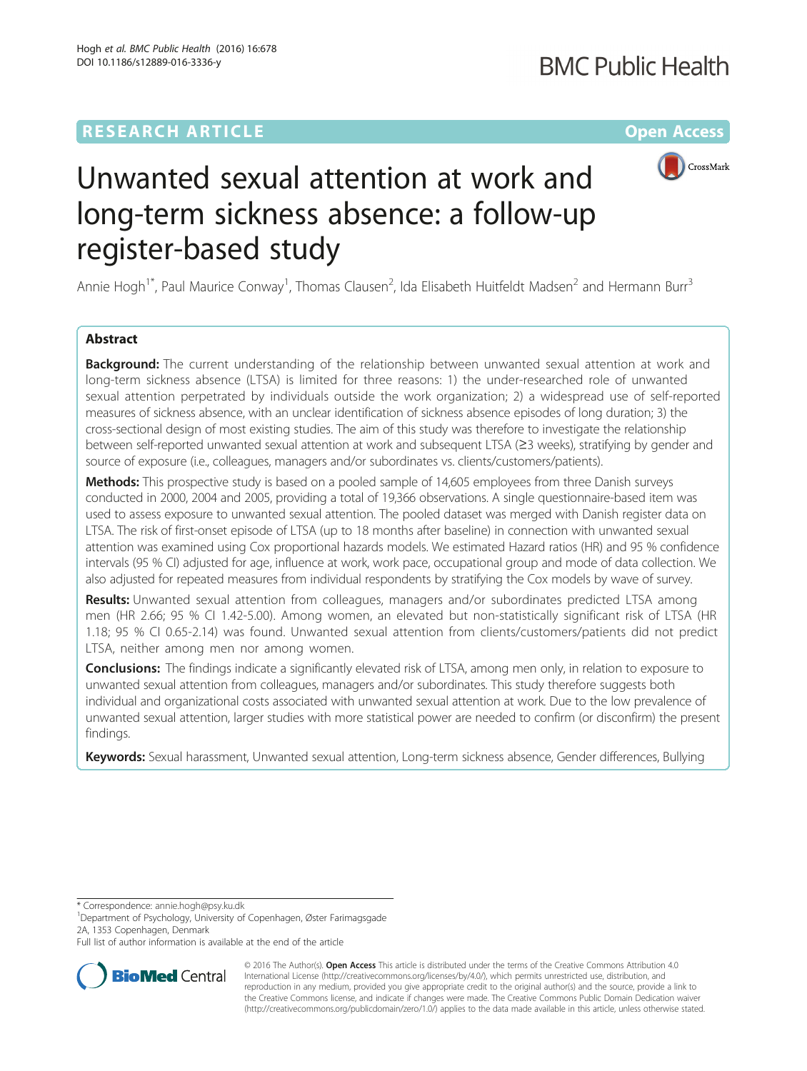RESEARCH ARTICLE

Open Access

# Unwanted sexual attention at work and long-term sickness absence: a follow-up register-based study

Annie Hogh[1*], Paul Maurice Conway[1], Thomas Clausen[2], Ida Elisabeth Huitfeldt Madsen[2] and Hermann Burr[3]

## Abstract

**Background:** The current understanding of the relationship between unwanted sexual attention at work and long-term sickness absence (LTSA) is limited for three reasons: 1) the under-researched role of unwanted sexual attention perpetrated by individuals outside the work organization; 2) a widespread use of self-reported measures of sickness absence, with an unclear identification of sickness absence episodes of long duration; 3) the cross-sectional design of most existing studies. The aim of this study was therefore to investigate the relationship between self-reported unwanted sexual attention at work and subsequent LTSA (≥3 weeks), stratifying by gender and source of exposure (i.e., colleagues, managers and/or subordinates vs. clients/customers/patients).

**Methods:** This prospective study is based on a pooled sample of 14,605 employees from three Danish surveys conducted in 2000, 2004 and 2005, providing a total of 19,366 observations. A single questionnaire-based item was used to assess exposure to unwanted sexual attention. The pooled dataset was merged with Danish register data on LTSA. The risk of first-onset episode of LTSA (up to 18 months after baseline) in connection with unwanted sexual attention was examined using Cox proportional hazards models. We estimated Hazard ratios (HR) and 95 % confidence intervals (95 % CI) adjusted for age, influence at work, work pace, occupational group and mode of data collection. We also adjusted for repeated measures from individual respondents by stratifying the Cox models by wave of survey.

**Results:** Unwanted sexual attention from colleagues, managers and/or subordinates predicted LTSA among men (HR 2.66; 95 % CI 1.42-5.00). Among women, an elevated but non-statistically significant risk of LTSA (HR 1.18; 95 % CI 0.65-2.14) was found. Unwanted sexual attention from clients/customers/patients did not predict LTSA, neither among men nor among women.

**Conclusions:** The findings indicate a significantly elevated risk of LTSA, among men only, in relation to exposure to unwanted sexual attention from colleagues, managers and/or subordinates. This study therefore suggests both individual and organizational costs associated with unwanted sexual attention at work. Due to the low prevalence of unwanted sexual attention, larger studies with more statistical power are needed to confirm (or disconfirm) the present findings.

**Keywords:** Sexual harassment, Unwanted sexual attention, Long-term sickness absence, Gender differences, Bullying

---

* Correspondence: annie.hogh@psy.ku.dk

[1]Department of Psychology, University of Copenhagen, Øster Farimagsgade 2A, 1353 Copenhagen, Denmark

Full list of author information is available at the end of the article

© 2016 The Author(s). **Open Access** This article is distributed under the terms of the Creative Commons Attribution 4.0 International License (http://creativecommons.org/licenses/by/4.0/), which permits unrestricted use, distribution, and reproduction in any medium, provided you give appropriate credit to the original author(s) and the source, provide a link to the Creative Commons license, and indicate if changes were made. The Creative Commons Public Domain Dedication waiver (http://creativecommons.org/publicdomain/zero/1.0/) applies to the data made available in this article, unless otherwise stated.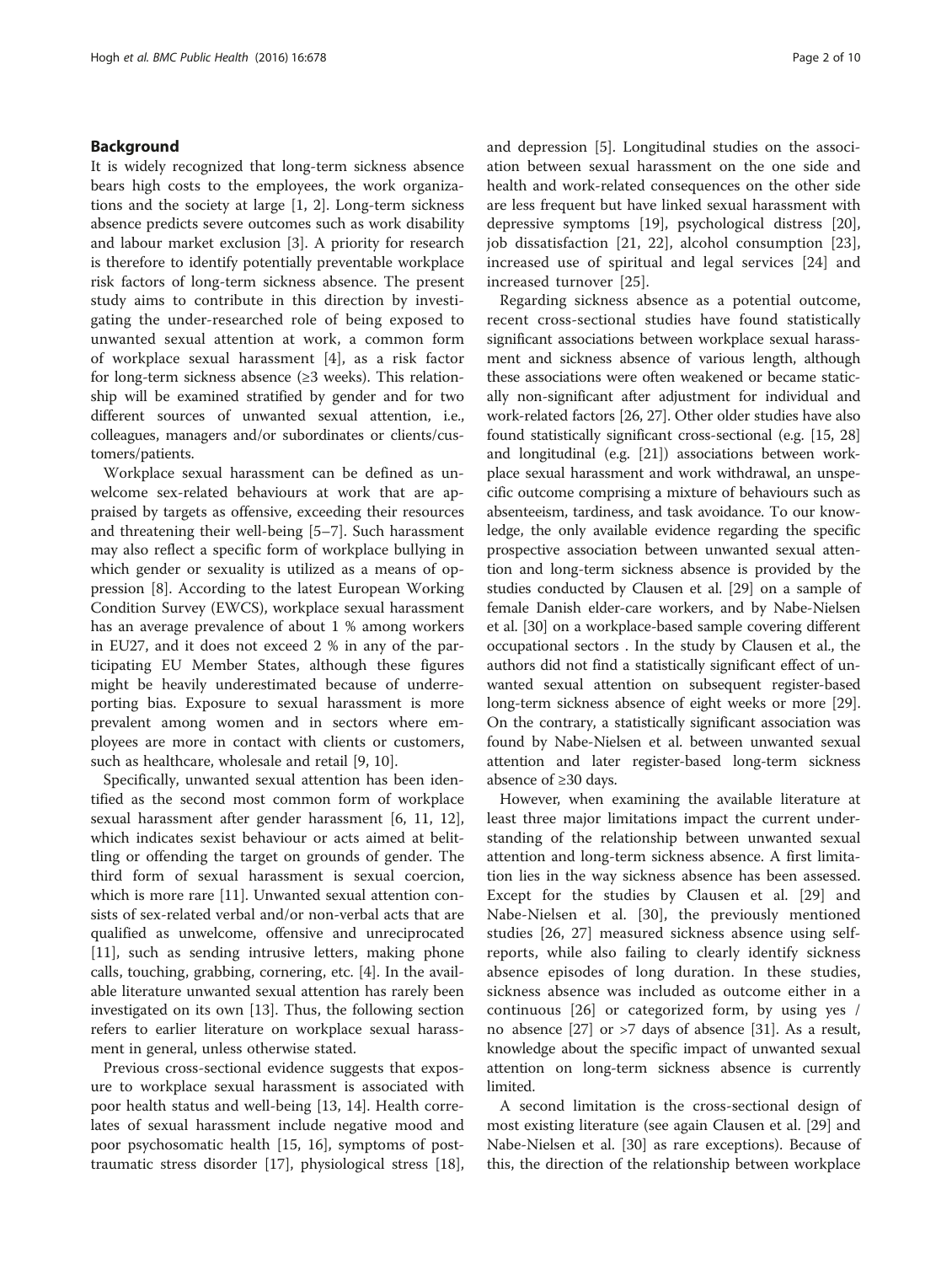## Background

It is widely recognized that long-term sickness absence bears high costs to the employees, the work organizations and the society at large [1, 2]. Long-term sickness absence predicts severe outcomes such as work disability and labour market exclusion [3]. A priority for research is therefore to identify potentially preventable workplace risk factors of long-term sickness absence. The present study aims to contribute in this direction by investigating the under-researched role of being exposed to unwanted sexual attention at work, a common form of workplace sexual harassment [4], as a risk factor for long-term sickness absence (≥3 weeks). This relationship will be examined stratified by gender and for two different sources of unwanted sexual attention, i.e., colleagues, managers and/or subordinates or clients/customers/patients.

Workplace sexual harassment can be defined as unwelcome sex-related behaviours at work that are appraised by targets as offensive, exceeding their resources and threatening their well-being [5–7]. Such harassment may also reflect a specific form of workplace bullying in which gender or sexuality is utilized as a means of oppression [8]. According to the latest European Working Condition Survey (EWCS), workplace sexual harassment has an average prevalence of about 1 % among workers in EU27, and it does not exceed 2 % in any of the participating EU Member States, although these figures might be heavily underestimated because of underreporting bias. Exposure to sexual harassment is more prevalent among women and in sectors where employees are more in contact with clients or customers, such as healthcare, wholesale and retail [9, 10].

Specifically, unwanted sexual attention has been identified as the second most common form of workplace sexual harassment after gender harassment [6, 11, 12], which indicates sexist behaviour or acts aimed at belittling or offending the target on grounds of gender. The third form of sexual harassment is sexual coercion, which is more rare [11]. Unwanted sexual attention consists of sex-related verbal and/or non-verbal acts that are qualified as unwelcome, offensive and unreciprocated [11], such as sending intrusive letters, making phone calls, touching, grabbing, cornering, etc. [4]. In the available literature unwanted sexual attention has rarely been investigated on its own [13]. Thus, the following section refers to earlier literature on workplace sexual harassment in general, unless otherwise stated.

Previous cross-sectional evidence suggests that exposure to workplace sexual harassment is associated with poor health status and well-being [13, 14]. Health correlates of sexual harassment include negative mood and poor psychosomatic health [15, 16], symptoms of post-traumatic stress disorder [17], physiological stress [18], and depression [5]. Longitudinal studies on the association between sexual harassment on the one side and health and work-related consequences on the other side are less frequent but have linked sexual harassment with depressive symptoms [19], psychological distress [20], job dissatisfaction [21, 22], alcohol consumption [23], increased use of spiritual and legal services [24] and increased turnover [25].

Regarding sickness absence as a potential outcome, recent cross-sectional studies have found statistically significant associations between workplace sexual harassment and sickness absence of various length, although these associations were often weakened or became statically non-significant after adjustment for individual and work-related factors [26, 27]. Other older studies have also found statistically significant cross-sectional (e.g. [15, 28] and longitudinal (e.g. [21]) associations between workplace sexual harassment and work withdrawal, an unspecific outcome comprising a mixture of behaviours such as absenteeism, tardiness, and task avoidance. To our knowledge, the only available evidence regarding the specific prospective association between unwanted sexual attention and long-term sickness absence is provided by the studies conducted by Clausen et al. [29] on a sample of female Danish elder-care workers, and by Nabe-Nielsen et al. [30] on a workplace-based sample covering different occupational sectors . In the study by Clausen et al., the authors did not find a statistically significant effect of unwanted sexual attention on subsequent register-based long-term sickness absence of eight weeks or more [29]. On the contrary, a statistically significant association was found by Nabe-Nielsen et al. between unwanted sexual attention and later register-based long-term sickness absence of ≥30 days.

However, when examining the available literature at least three major limitations impact the current understanding of the relationship between unwanted sexual attention and long-term sickness absence. A first limitation lies in the way sickness absence has been assessed. Except for the studies by Clausen et al. [29] and Nabe-Nielsen et al. [30], the previously mentioned studies [26, 27] measured sickness absence using self-reports, while also failing to clearly identify sickness absence episodes of long duration. In these studies, sickness absence was included as outcome either in a continuous [26] or categorized form, by using yes / no absence [27] or >7 days of absence [31]. As a result, knowledge about the specific impact of unwanted sexual attention on long-term sickness absence is currently limited.

A second limitation is the cross-sectional design of most existing literature (see again Clausen et al. [29] and Nabe-Nielsen et al. [30] as rare exceptions). Because of this, the direction of the relationship between workplace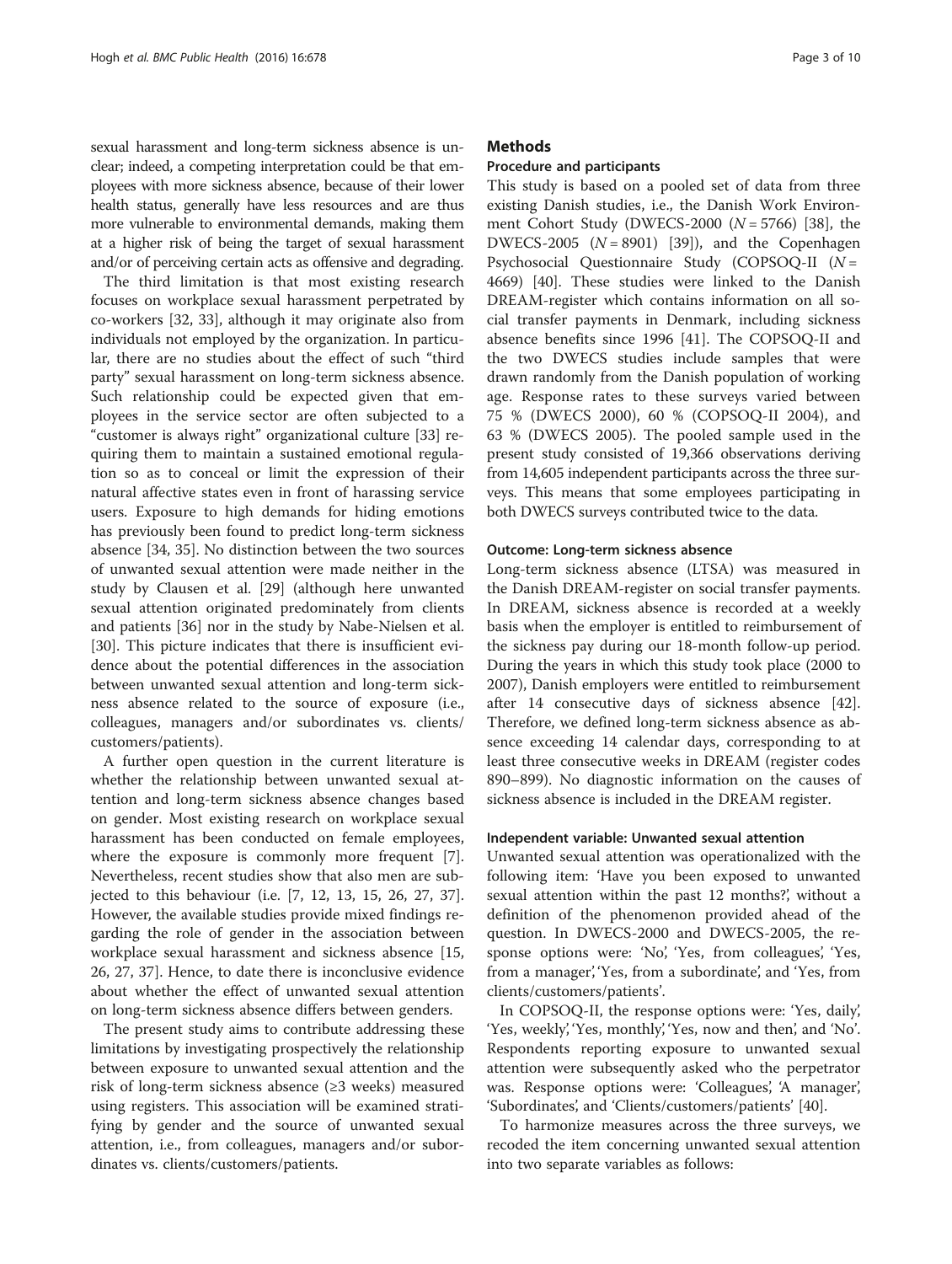sexual harassment and long-term sickness absence is unclear; indeed, a competing interpretation could be that employees with more sickness absence, because of their lower health status, generally have less resources and are thus more vulnerable to environmental demands, making them at a higher risk of being the target of sexual harassment and/or of perceiving certain acts as offensive and degrading.

The third limitation is that most existing research focuses on workplace sexual harassment perpetrated by co-workers [32, 33], although it may originate also from individuals not employed by the organization. In particular, there are no studies about the effect of such "third party" sexual harassment on long-term sickness absence. Such relationship could be expected given that employees in the service sector are often subjected to a "customer is always right" organizational culture [33] requiring them to maintain a sustained emotional regulation so as to conceal or limit the expression of their natural affective states even in front of harassing service users. Exposure to high demands for hiding emotions has previously been found to predict long-term sickness absence [34, 35]. No distinction between the two sources of unwanted sexual attention were made neither in the study by Clausen et al. [29] (although here unwanted sexual attention originated predominately from clients and patients [36] nor in the study by Nabe-Nielsen et al. [30]. This picture indicates that there is insufficient evidence about the potential differences in the association between unwanted sexual attention and long-term sickness absence related to the source of exposure (i.e., colleagues, managers and/or subordinates vs. clients/customers/patients).

A further open question in the current literature is whether the relationship between unwanted sexual attention and long-term sickness absence changes based on gender. Most existing research on workplace sexual harassment has been conducted on female employees, where the exposure is commonly more frequent [7]. Nevertheless, recent studies show that also men are subjected to this behaviour (i.e. [7, 12, 13, 15, 26, 27, 37]. However, the available studies provide mixed findings regarding the role of gender in the association between workplace sexual harassment and sickness absence [15, 26, 27, 37]. Hence, to date there is inconclusive evidence about whether the effect of unwanted sexual attention on long-term sickness absence differs between genders.

The present study aims to contribute addressing these limitations by investigating prospectively the relationship between exposure to unwanted sexual attention and the risk of long-term sickness absence (≥3 weeks) measured using registers. This association will be examined stratifying by gender and the source of unwanted sexual attention, i.e., from colleagues, managers and/or subordinates vs. clients/customers/patients.

## Methods

### Procedure and participants

This study is based on a pooled set of data from three existing Danish studies, i.e., the Danish Work Environment Cohort Study (DWECS-2000 ($N = 5766$) [38], the DWECS-2005 ($N = 8901$) [39]), and the Copenhagen Psychosocial Questionnaire Study (COPSOQ-II ($N = 4669$) [40]. These studies were linked to the Danish DREAM-register which contains information on all social transfer payments in Denmark, including sickness absence benefits since 1996 [41]. The COPSOQ-II and the two DWECS studies include samples that were drawn randomly from the Danish population of working age. Response rates to these surveys varied between 75 % (DWECS 2000), 60 % (COPSOQ-II 2004), and 63 % (DWECS 2005). The pooled sample used in the present study consisted of 19,366 observations deriving from 14,605 independent participants across the three surveys. This means that some employees participating in both DWECS surveys contributed twice to the data.

### Outcome: Long-term sickness absence

Long-term sickness absence (LTSA) was measured in the Danish DREAM-register on social transfer payments. In DREAM, sickness absence is recorded at a weekly basis when the employer is entitled to reimbursement of the sickness pay during our 18-month follow-up period. During the years in which this study took place (2000 to 2007), Danish employers were entitled to reimbursement after 14 consecutive days of sickness absence [42]. Therefore, we defined long-term sickness absence as absence exceeding 14 calendar days, corresponding to at least three consecutive weeks in DREAM (register codes 890–899). No diagnostic information on the causes of sickness absence is included in the DREAM register.

### Independent variable: Unwanted sexual attention

Unwanted sexual attention was operationalized with the following item: 'Have you been exposed to unwanted sexual attention within the past 12 months?', without a definition of the phenomenon provided ahead of the question. In DWECS-2000 and DWECS-2005, the response options were: 'No', 'Yes, from colleagues', 'Yes, from a manager', 'Yes, from a subordinate', and 'Yes, from clients/customers/patients'.

In COPSOQ-II, the response options were: 'Yes, daily', 'Yes, weekly', 'Yes, monthly', 'Yes, now and then', and 'No'. Respondents reporting exposure to unwanted sexual attention were subsequently asked who the perpetrator was. Response options were: 'Colleagues', 'A manager', 'Subordinates', and 'Clients/customers/patients' [40].

To harmonize measures across the three surveys, we recoded the item concerning unwanted sexual attention into two separate variables as follows: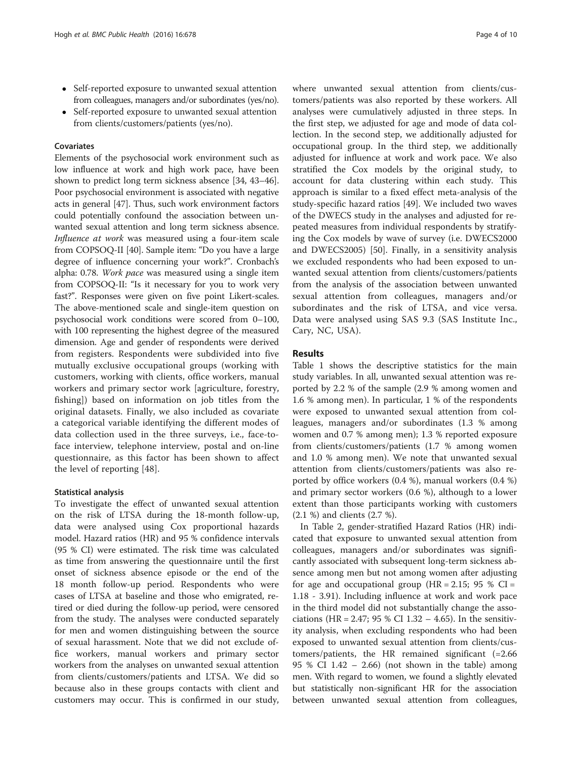- Self-reported exposure to unwanted sexual attention from colleagues, managers and/or subordinates (yes/no).
- Self-reported exposure to unwanted sexual attention from clients/customers/patients (yes/no).

### Covariates

Elements of the psychosocial work environment such as low influence at work and high work pace, have been shown to predict long term sickness absence [34, 43–46]. Poor psychosocial environment is associated with negative acts in general [47]. Thus, such work environment factors could potentially confound the association between unwanted sexual attention and long term sickness absence. *Influence at work* was measured using a four-item scale from COPSOQ-II [40]. Sample item: "Do you have a large degree of influence concerning your work?". Cronbach's alpha: 0.78. *Work pace* was measured using a single item from COPSOQ-II: "Is it necessary for you to work very fast?". Responses were given on five point Likert-scales. The above-mentioned scale and single-item question on psychosocial work conditions were scored from 0–100, with 100 representing the highest degree of the measured dimension. Age and gender of respondents were derived from registers. Respondents were subdivided into five mutually exclusive occupational groups (working with customers, working with clients, office workers, manual workers and primary sector work [agriculture, forestry, fishing]) based on information on job titles from the original datasets. Finally, we also included as covariate a categorical variable identifying the different modes of data collection used in the three surveys, i.e., face-to-face interview, telephone interview, postal and on-line questionnaire, as this factor has been shown to affect the level of reporting [48].

### Statistical analysis

To investigate the effect of unwanted sexual attention on the risk of LTSA during the 18-month follow-up, data were analysed using Cox proportional hazards model. Hazard ratios (HR) and 95 % confidence intervals (95 % CI) were estimated. The risk time was calculated as time from answering the questionnaire until the first onset of sickness absence episode or the end of the 18 month follow-up period. Respondents who were cases of LTSA at baseline and those who emigrated, retired or died during the follow-up period, were censored from the study. The analyses were conducted separately for men and women distinguishing between the source of sexual harassment. Note that we did not exclude office workers, manual workers and primary sector workers from the analyses on unwanted sexual attention from clients/customers/patients and LTSA. We did so because also in these groups contacts with client and customers may occur. This is confirmed in our study, where unwanted sexual attention from clients/customers/patients was also reported by these workers. All analyses were cumulatively adjusted in three steps. In the first step, we adjusted for age and mode of data collection. In the second step, we additionally adjusted for occupational group. In the third step, we additionally adjusted for influence at work and work pace. We also stratified the Cox models by the original study, to account for data clustering within each study. This approach is similar to a fixed effect meta-analysis of the study-specific hazard ratios [49]. We included two waves of the DWECS study in the analyses and adjusted for repeated measures from individual respondents by stratifying the Cox models by wave of survey (i.e. DWECS2000 and DWECS2005) [50]. Finally, in a sensitivity analysis we excluded respondents who had been exposed to unwanted sexual attention from clients/customers/patients from the analysis of the association between unwanted sexual attention from colleagues, managers and/or subordinates and the risk of LTSA, and vice versa. Data were analysed using SAS 9.3 (SAS Institute Inc., Cary, NC, USA).

## Results

Table 1 shows the descriptive statistics for the main study variables. In all, unwanted sexual attention was reported by 2.2 % of the sample (2.9 % among women and 1.6 % among men). In particular, 1 % of the respondents were exposed to unwanted sexual attention from colleagues, managers and/or subordinates (1.3 % among women and 0.7 % among men); 1.3 % reported exposure from clients/customers/patients (1.7 % among women and 1.0 % among men). We note that unwanted sexual attention from clients/customers/patients was also reported by office workers (0.4 %), manual workers (0.4 %) and primary sector workers (0.6 %), although to a lower extent than those participants working with customers (2.1 %) and clients (2.7 %).

In Table 2, gender-stratified Hazard Ratios (HR) indicated that exposure to unwanted sexual attention from colleagues, managers and/or subordinates was significantly associated with subsequent long-term sickness absence among men but not among women after adjusting for age and occupational group (HR = 2.15; 95 % CI = 1.18 - 3.91). Including influence at work and work pace in the third model did not substantially change the associations (HR = 2.47; 95 % CI 1.32 – 4.65). In the sensitivity analysis, when excluding respondents who had been exposed to unwanted sexual attention from clients/customers/patients, the HR remained significant (=2.66 95 % CI 1.42 – 2.66) (not shown in the table) among men. With regard to women, we found a slightly elevated but statistically non-significant HR for the association between unwanted sexual attention from colleagues,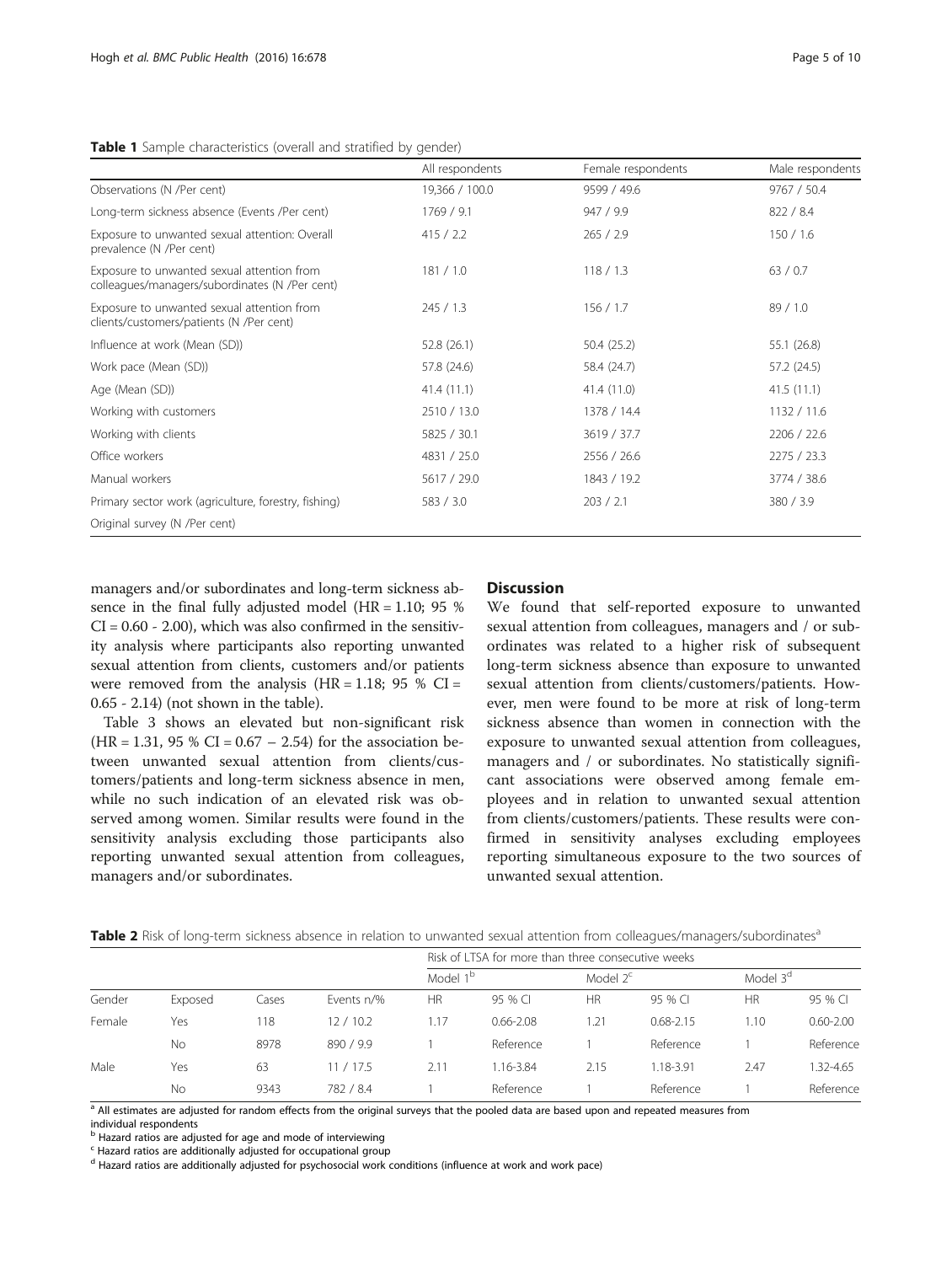**Table 1** Sample characteristics (overall and stratified by gender)

| | All respondents | Female respondents | Male respondents |
|---|---|---|---|
| Observations (N /Per cent) | 19,366 / 100.0 | 9599 / 49.6 | 9767 / 50.4 |
| Long-term sickness absence (Events /Per cent) | 1769 / 9.1 | 947 / 9.9 | 822 / 8.4 |
| Exposure to unwanted sexual attention: Overall prevalence (N /Per cent) | 415 / 2.2 | 265 / 2.9 | 150 / 1.6 |
| Exposure to unwanted sexual attention from colleagues/managers/subordinates (N /Per cent) | 181 / 1.0 | 118 / 1.3 | 63 / 0.7 |
| Exposure to unwanted sexual attention from clients/customers/patients (N /Per cent) | 245 / 1.3 | 156 / 1.7 | 89 / 1.0 |
| Influence at work (Mean (SD)) | 52.8 (26.1) | 50.4 (25.2) | 55.1 (26.8) |
| Work pace (Mean (SD)) | 57.8 (24.6) | 58.4 (24.7) | 57.2 (24.5) |
| Age (Mean (SD)) | 41.4 (11.1) | 41.4 (11.0) | 41.5 (11.1) |
| Working with customers | 2510 / 13.0 | 1378 / 14.4 | 1132 / 11.6 |
| Working with clients | 5825 / 30.1 | 3619 / 37.7 | 2206 / 22.6 |
| Office workers | 4831 / 25.0 | 2556 / 26.6 | 2275 / 23.3 |
| Manual workers | 5617 / 29.0 | 1843 / 19.2 | 3774 / 38.6 |
| Primary sector work (agriculture, forestry, fishing) | 583 / 3.0 | 203 / 2.1 | 380 / 3.9 |
| Original survey (N /Per cent) | | | |

managers and/or subordinates and long-term sickness absence in the final fully adjusted model (HR = 1.10; 95 % CI = 0.60 - 2.00), which was also confirmed in the sensitivity analysis where participants also reporting unwanted sexual attention from clients, customers and/or patients were removed from the analysis (HR = 1.18; 95 % CI = 0.65 - 2.14) (not shown in the table).

Table 3 shows an elevated but non-significant risk (HR = 1.31, 95 % CI = 0.67 – 2.54) for the association between unwanted sexual attention from clients/customers/patients and long-term sickness absence in men, while no such indication of an elevated risk was observed among women. Similar results were found in the sensitivity analysis excluding those participants also reporting unwanted sexual attention from colleagues, managers and/or subordinates.

## Discussion

We found that self-reported exposure to unwanted sexual attention from colleagues, managers and / or subordinates was related to a higher risk of subsequent long-term sickness absence than exposure to unwanted sexual attention from clients/customers/patients. However, men were found to be more at risk of long-term sickness absence than women in connection with the exposure to unwanted sexual attention from colleagues, managers and / or subordinates. No statistically significant associations were observed among female employees and in relation to unwanted sexual attention from clients/customers/patients. These results were confirmed in sensitivity analyses excluding employees reporting simultaneous exposure to the two sources of unwanted sexual attention.

**Table 2** Risk of long-term sickness absence in relation to unwanted sexual attention from colleagues/managers/subordinates[a]

| | | | | Risk of LTSA for more than three consecutive weeks | | | | | |
|---|---|---|---|---|---|---|---|---|---|
| | | | | Model 1[b] | | Model 2[c] | | Model 3[d] | |
| Gender | Exposed | Cases | Events n/% | HR | 95 % CI | HR | 95 % CI | HR | 95 % CI |
| Female | Yes | 118 | 12 / 10.2 | 1.17 | 0.66-2.08 | 1.21 | 0.68-2.15 | 1.10 | 0.60-2.00 |
| | No | 8978 | 890 / 9.9 | 1 | Reference | 1 | Reference | 1 | Reference |
| Male | Yes | 63 | 11 / 17.5 | 2.11 | 1.16-3.84 | 2.15 | 1.18-3.91 | 2.47 | 1.32-4.65 |
| | No | 9343 | 782 / 8.4 | 1 | Reference | 1 | Reference | 1 | Reference |

[a] All estimates are adjusted for random effects from the original surveys that the pooled data are based upon and repeated measures from individual respondents

[b] Hazard ratios are adjusted for age and mode of interviewing

[c] Hazard ratios are additionally adjusted for occupational group

[d] Hazard ratios are additionally adjusted for psychosocial work conditions (influence at work and work pace)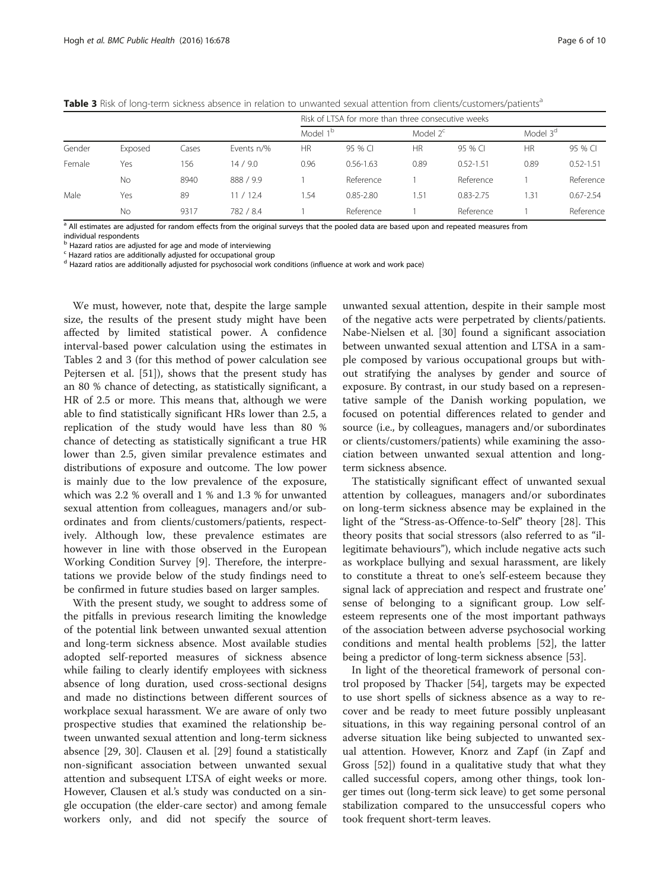**Table 3** Risk of long-term sickness absence in relation to unwanted sexual attention from clients/customers/patients[a]

| | | | | Risk of LTSA for more than three consecutive weeks | | | | | |
|---|---|---|---|---|---|---|---|---|---|
| | | | | Model 1[b] | | Model 2[c] | | Model 3[d] | |
| Gender | Exposed | Cases | Events n/% | HR | 95 % CI | HR | 95 % CI | HR | 95 % CI |
| Female | Yes | 156 | 14 / 9.0 | 0.96 | 0.56-1.63 | 0.89 | 0.52-1.51 | 0.89 | 0.52-1.51 |
| | No | 8940 | 888 / 9.9 | 1 | Reference | 1 | Reference | 1 | Reference |
| Male | Yes | 89 | 11 / 12.4 | 1.54 | 0.85-2.80 | 1.51 | 0.83-2.75 | 1.31 | 0.67-2.54 |
| | No | 9317 | 782 / 8.4 | 1 | Reference | 1 | Reference | 1 | Reference |

[a] All estimates are adjusted for random effects from the original surveys that the pooled data are based upon and repeated measures from individual respondents
[b] Hazard ratios are adjusted for age and mode of interviewing
[c] Hazard ratios are additionally adjusted for occupational group
[d] Hazard ratios are additionally adjusted for psychosocial work conditions (influence at work and work pace)

We must, however, note that, despite the large sample size, the results of the present study might have been affected by limited statistical power. A confidence interval-based power calculation using the estimates in Tables 2 and 3 (for this method of power calculation see Pejtersen et al. [51]), shows that the present study has an 80 % chance of detecting, as statistically significant, a HR of 2.5 or more. This means that, although we were able to find statistically significant HRs lower than 2.5, a replication of the study would have less than 80 % chance of detecting as statistically significant a true HR lower than 2.5, given similar prevalence estimates and distributions of exposure and outcome. The low power is mainly due to the low prevalence of the exposure, which was 2.2 % overall and 1 % and 1.3 % for unwanted sexual attention from colleagues, managers and/or subordinates and from clients/customers/patients, respectively. Although low, these prevalence estimates are however in line with those observed in the European Working Condition Survey [9]. Therefore, the interpretations we provide below of the study findings need to be confirmed in future studies based on larger samples.

With the present study, we sought to address some of the pitfalls in previous research limiting the knowledge of the potential link between unwanted sexual attention and long-term sickness absence. Most available studies adopted self-reported measures of sickness absence while failing to clearly identify employees with sickness absence of long duration, used cross-sectional designs and made no distinctions between different sources of workplace sexual harassment. We are aware of only two prospective studies that examined the relationship between unwanted sexual attention and long-term sickness absence [29, 30]. Clausen et al. [29] found a statistically non-significant association between unwanted sexual attention and subsequent LTSA of eight weeks or more. However, Clausen et al.'s study was conducted on a single occupation (the elder-care sector) and among female workers only, and did not specify the source of unwanted sexual attention, despite in their sample most of the negative acts were perpetrated by clients/patients. Nabe-Nielsen et al. [30] found a significant association between unwanted sexual attention and LTSA in a sample composed by various occupational groups but without stratifying the analyses by gender and source of exposure. By contrast, in our study based on a representative sample of the Danish working population, we focused on potential differences related to gender and source (i.e., by colleagues, managers and/or subordinates or clients/customers/patients) while examining the association between unwanted sexual attention and long-term sickness absence.

The statistically significant effect of unwanted sexual attention by colleagues, managers and/or subordinates on long-term sickness absence may be explained in the light of the "Stress-as-Offence-to-Self" theory [28]. This theory posits that social stressors (also referred to as "illegitimate behaviours"), which include negative acts such as workplace bullying and sexual harassment, are likely to constitute a threat to one's self-esteem because they signal lack of appreciation and respect and frustrate one' sense of belonging to a significant group. Low self-esteem represents one of the most important pathways of the association between adverse psychosocial working conditions and mental health problems [52], the latter being a predictor of long-term sickness absence [53].

In light of the theoretical framework of personal control proposed by Thacker [54], targets may be expected to use short spells of sickness absence as a way to recover and be ready to meet future possibly unpleasant situations, in this way regaining personal control of an adverse situation like being subjected to unwanted sexual attention. However, Knorz and Zapf (in Zapf and Gross [52]) found in a qualitative study that what they called successful copers, among other things, took longer times out (long-term sick leave) to get some personal stabilization compared to the unsuccessful copers who took frequent short-term leaves.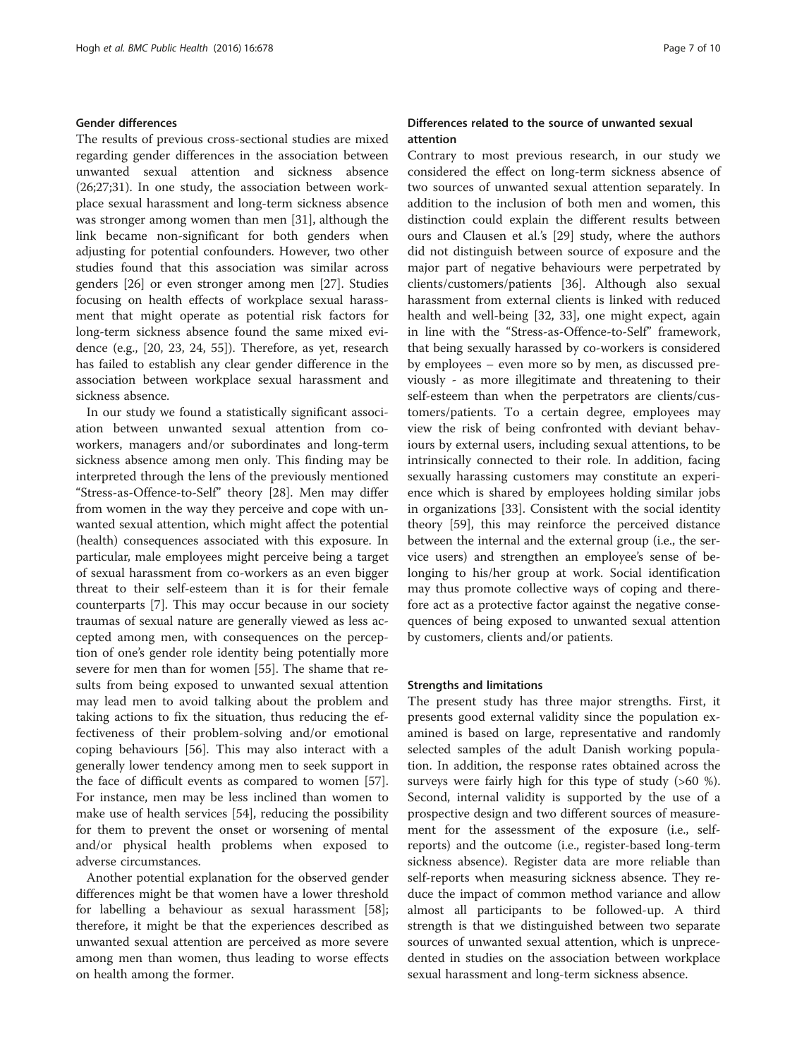### Gender differences

The results of previous cross-sectional studies are mixed regarding gender differences in the association between unwanted sexual attention and sickness absence (26;27;31). In one study, the association between workplace sexual harassment and long-term sickness absence was stronger among women than men [31], although the link became non-significant for both genders when adjusting for potential confounders. However, two other studies found that this association was similar across genders [26] or even stronger among men [27]. Studies focusing on health effects of workplace sexual harassment that might operate as potential risk factors for long-term sickness absence found the same mixed evidence (e.g., [20, 23, 24, 55]). Therefore, as yet, research has failed to establish any clear gender difference in the association between workplace sexual harassment and sickness absence.

In our study we found a statistically significant association between unwanted sexual attention from co-workers, managers and/or subordinates and long-term sickness absence among men only. This finding may be interpreted through the lens of the previously mentioned "Stress-as-Offence-to-Self" theory [28]. Men may differ from women in the way they perceive and cope with unwanted sexual attention, which might affect the potential (health) consequences associated with this exposure. In particular, male employees might perceive being a target of sexual harassment from co-workers as an even bigger threat to their self-esteem than it is for their female counterparts [7]. This may occur because in our society traumas of sexual nature are generally viewed as less accepted among men, with consequences on the perception of one's gender role identity being potentially more severe for men than for women [55]. The shame that results from being exposed to unwanted sexual attention may lead men to avoid talking about the problem and taking actions to fix the situation, thus reducing the effectiveness of their problem-solving and/or emotional coping behaviours [56]. This may also interact with a generally lower tendency among men to seek support in the face of difficult events as compared to women [57]. For instance, men may be less inclined than women to make use of health services [54], reducing the possibility for them to prevent the onset or worsening of mental and/or physical health problems when exposed to adverse circumstances.

Another potential explanation for the observed gender differences might be that women have a lower threshold for labelling a behaviour as sexual harassment [58]; therefore, it might be that the experiences described as unwanted sexual attention are perceived as more severe among men than women, thus leading to worse effects on health among the former.

### Differences related to the source of unwanted sexual attention

Contrary to most previous research, in our study we considered the effect on long-term sickness absence of two sources of unwanted sexual attention separately. In addition to the inclusion of both men and women, this distinction could explain the different results between ours and Clausen et al.'s [29] study, where the authors did not distinguish between source of exposure and the major part of negative behaviours were perpetrated by clients/customers/patients [36]. Although also sexual harassment from external clients is linked with reduced health and well-being [32, 33], one might expect, again in line with the "Stress-as-Offence-to-Self" framework, that being sexually harassed by co-workers is considered by employees – even more so by men, as discussed previously - as more illegitimate and threatening to their self-esteem than when the perpetrators are clients/customers/patients. To a certain degree, employees may view the risk of being confronted with deviant behaviours by external users, including sexual attentions, to be intrinsically connected to their role. In addition, facing sexually harassing customers may constitute an experience which is shared by employees holding similar jobs in organizations [33]. Consistent with the social identity theory [59], this may reinforce the perceived distance between the internal and the external group (i.e., the service users) and strengthen an employee's sense of belonging to his/her group at work. Social identification may thus promote collective ways of coping and therefore act as a protective factor against the negative consequences of being exposed to unwanted sexual attention by customers, clients and/or patients.

### Strengths and limitations

The present study has three major strengths. First, it presents good external validity since the population examined is based on large, representative and randomly selected samples of the adult Danish working population. In addition, the response rates obtained across the surveys were fairly high for this type of study (>60 %). Second, internal validity is supported by the use of a prospective design and two different sources of measurement for the assessment of the exposure (i.e., self-reports) and the outcome (i.e., register-based long-term sickness absence). Register data are more reliable than self-reports when measuring sickness absence. They reduce the impact of common method variance and allow almost all participants to be followed-up. A third strength is that we distinguished between two separate sources of unwanted sexual attention, which is unprecedented in studies on the association between workplace sexual harassment and long-term sickness absence.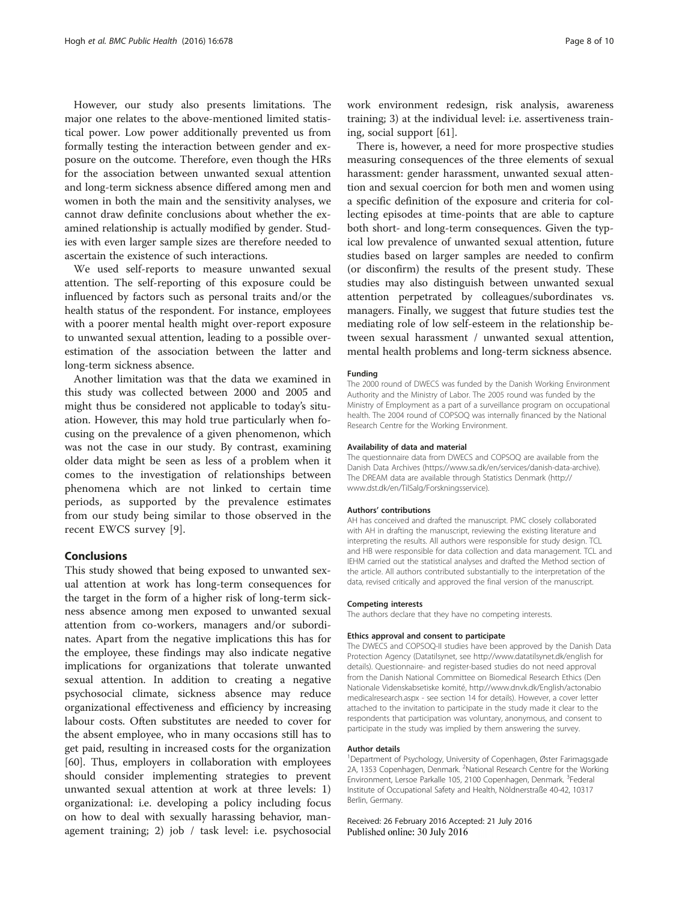However, our study also presents limitations. The major one relates to the above-mentioned limited statistical power. Low power additionally prevented us from formally testing the interaction between gender and exposure on the outcome. Therefore, even though the HRs for the association between unwanted sexual attention and long-term sickness absence differed among men and women in both the main and the sensitivity analyses, we cannot draw definite conclusions about whether the examined relationship is actually modified by gender. Studies with even larger sample sizes are therefore needed to ascertain the existence of such interactions.

We used self-reports to measure unwanted sexual attention. The self-reporting of this exposure could be influenced by factors such as personal traits and/or the health status of the respondent. For instance, employees with a poorer mental health might over-report exposure to unwanted sexual attention, leading to a possible overestimation of the association between the latter and long-term sickness absence.

Another limitation was that the data we examined in this study was collected between 2000 and 2005 and might thus be considered not applicable to today's situation. However, this may hold true particularly when focusing on the prevalence of a given phenomenon, which was not the case in our study. By contrast, examining older data might be seen as less of a problem when it comes to the investigation of relationships between phenomena which are not linked to certain time periods, as supported by the prevalence estimates from our study being similar to those observed in the recent EWCS survey [9].

## Conclusions

This study showed that being exposed to unwanted sexual attention at work has long-term consequences for the target in the form of a higher risk of long-term sickness absence among men exposed to unwanted sexual attention from co-workers, managers and/or subordinates. Apart from the negative implications this has for the employee, these findings may also indicate negative implications for organizations that tolerate unwanted sexual attention. In addition to creating a negative psychosocial climate, sickness absence may reduce organizational effectiveness and efficiency by increasing labour costs. Often substitutes are needed to cover for the absent employee, who in many occasions still has to get paid, resulting in increased costs for the organization [60]. Thus, employers in collaboration with employees should consider implementing strategies to prevent unwanted sexual attention at work at three levels: 1) organizational: i.e. developing a policy including focus on how to deal with sexually harassing behavior, management training; 2) job / task level: i.e. psychosocial work environment redesign, risk analysis, awareness training; 3) at the individual level: i.e. assertiveness training, social support [61].

There is, however, a need for more prospective studies measuring consequences of the three elements of sexual harassment: gender harassment, unwanted sexual attention and sexual coercion for both men and women using a specific definition of the exposure and criteria for collecting episodes at time-points that are able to capture both short- and long-term consequences. Given the typical low prevalence of unwanted sexual attention, future studies based on larger samples are needed to confirm (or disconfirm) the results of the present study. These studies may also distinguish between unwanted sexual attention perpetrated by colleagues/subordinates vs. managers. Finally, we suggest that future studies test the mediating role of low self-esteem in the relationship between sexual harassment / unwanted sexual attention, mental health problems and long-term sickness absence.

#### Funding

The 2000 round of DWECS was funded by the Danish Working Environment Authority and the Ministry of Labor. The 2005 round was funded by the Ministry of Employment as a part of a surveillance program on occupational health. The 2004 round of COPSOQ was internally financed by the National Research Centre for the Working Environment.

#### Availability of data and material

The questionnaire data from DWECS and COPSOQ are available from the Danish Data Archives (https://www.sa.dk/en/services/danish-data-archive). The DREAM data are available through Statistics Denmark (http://www.dst.dk/en/TilSalg/Forskningsservice).

#### Authors' contributions

AH has conceived and drafted the manuscript. PMC closely collaborated with AH in drafting the manuscript, reviewing the existing literature and interpreting the results. All authors were responsible for study design. TCL and HB were responsible for data collection and data management. TCL and IEHM carried out the statistical analyses and drafted the Method section of the article. All authors contributed substantially to the interpretation of the data, revised critically and approved the final version of the manuscript.

#### Competing interests

The authors declare that they have no competing interests.

#### Ethics approval and consent to participate

The DWECS and COPSOQ-II studies have been approved by the Danish Data Protection Agency (Datatilsynet, see http://www.datatilsynet.dk/english for details). Questionnaire- and register-based studies do not need approval from the Danish National Committee on Biomedical Research Ethics (Den Nationale Videnskabsetiske komité, http://www.dnvk.dk/English/actonabiomedicalresearch.aspx - see section 14 for details). However, a cover letter attached to the invitation to participate in the study made it clear to the respondents that participation was voluntary, anonymous, and consent to participate in the study was implied by them answering the survey.

#### Author details

[1]Department of Psychology, University of Copenhagen, Øster Farimagsgade 2A, 1353 Copenhagen, Denmark. [2]National Research Centre for the Working Environment, Lersoe Parkalle 105, 2100 Copenhagen, Denmark. [3]Federal Institute of Occupational Safety and Health, Nöldnerstraße 40-42, 10317 Berlin, Germany.

Received: 26 February 2016 Accepted: 21 July 2016
Published online: 30 July 2016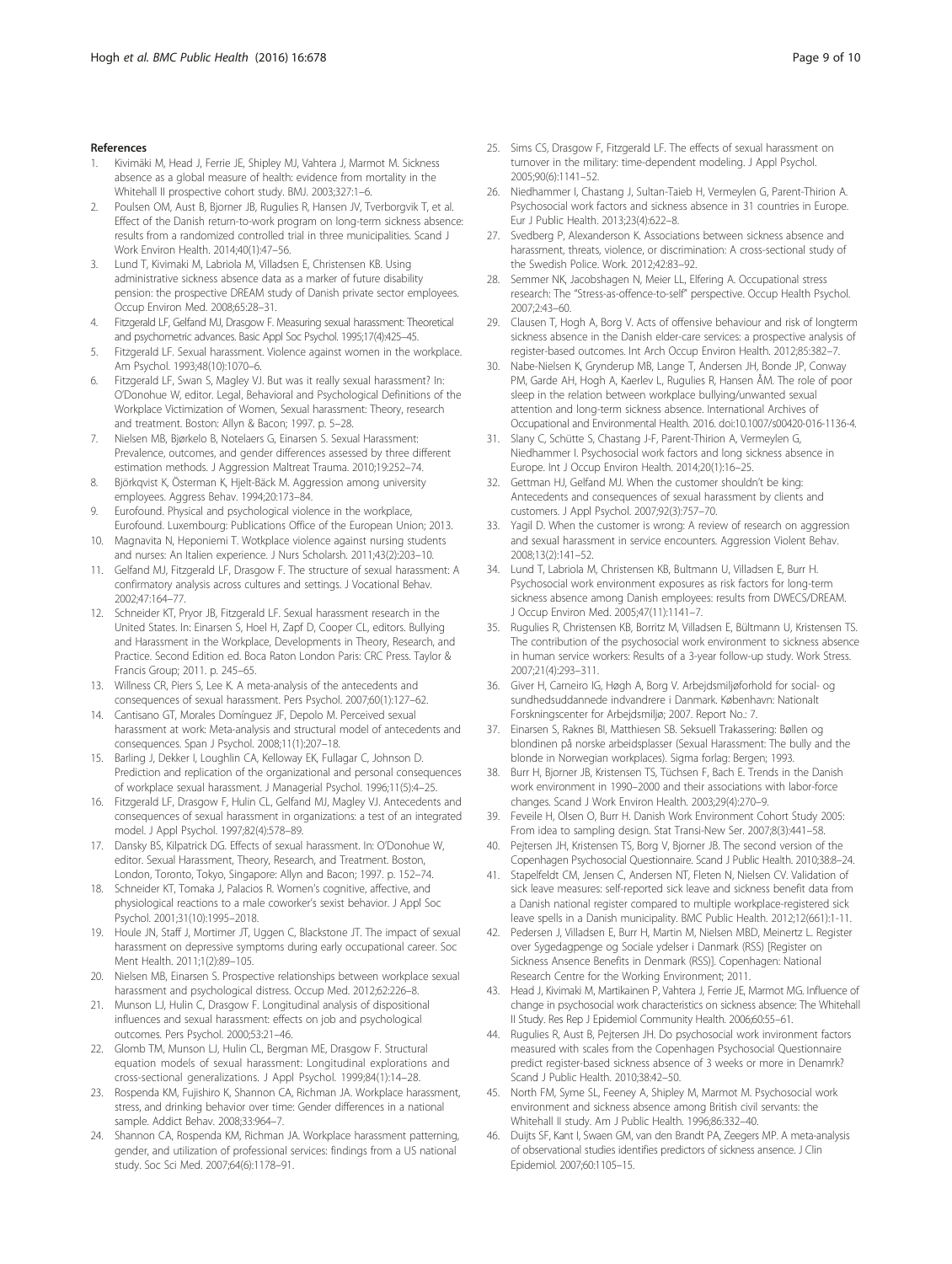## References

1. Kivimäki M, Head J, Ferrie JE, Shipley MJ, Vahtera J, Marmot M. Sickness absence as a global measure of health: evidence from mortality in the Whitehall II prospective cohort study. BMJ. 2003;327:1–6.
2. Poulsen OM, Aust B, Bjorner JB, Rugulies R, Hansen JV, Tverborgvik T, et al. Effect of the Danish return-to-work program on long-term sickness absence: results from a randomized controlled trial in three municipalities. Scand J Work Environ Health. 2014;40(1):47–56.
3. Lund T, Kivimaki M, Labriola M, Villadsen E, Christensen KB. Using administrative sickness absence data as a marker of future disability pension: the prospective DREAM study of Danish private sector employees. Occup Environ Med. 2008;65:28–31.
4. Fitzgerald LF, Gelfand MJ, Drasgow F. Measuring sexual harassment: Theoretical and psychometric advances. Basic Appl Soc Psychol. 1995;17(4):425–45.
5. Fitzgerald LF. Sexual harassment. Violence against women in the workplace. Am Psychol. 1993;48(10):1070–6.
6. Fitzgerald LF, Swan S, Magley VJ. But was it really sexual harassment? In: O'Donohue W, editor. Legal, Behavioral and Psychological Definitions of the Workplace Victimization of Women, Sexual harassment: Theory, research and treatment. Boston: Allyn & Bacon; 1997. p. 5–28.
7. Nielsen MB, Bjørkelo B, Notelaers G, Einarsen S. Sexual Harassment: Prevalence, outcomes, and gender differences assessed by three different estimation methods. J Aggression Maltreat Trauma. 2010;19:252–74.
8. Björkqvist K, Österman K, Hjelt-Bäck M. Aggression among university employees. Aggress Behav. 1994;20:173–84.
9. Eurofound. Physical and psychological violence in the workplace, Eurofound. Luxembourg: Publications Office of the European Union; 2013.
10. Magnavita N, Heponiemi T. Wotkplace violence against nursing students and nurses: An Italien experience. J Nurs Scholarsh. 2011;43(2):203–10.
11. Gelfand MJ, Fitzgerald LF, Drasgow F. The structure of sexual harassment: A confirmatory analysis across cultures and settings. J Vocational Behav. 2002;47:164–77.
12. Schneider KT, Pryor JB, Fitzgerald LF. Sexual harassment research in the United States. In: Einarsen S, Hoel H, Zapf D, Cooper CL, editors. Bullying and Harassment in the Workplace, Developments in Theory, Research, and Practice. Second Edition ed. Boca Raton London Paris: CRC Press. Taylor & Francis Group; 2011. p. 245–65.
13. Willness CR, Piers S, Lee K. A meta-analysis of the antecedents and consequences of sexual harassment. Pers Psychol. 2007;60(1):127–62.
14. Cantisano GT, Morales Domínguez JF, Depolo M. Perceived sexual harassment at work: Meta-analysis and structural model of antecedents and consequences. Span J Psychol. 2008;11(1):207–18.
15. Barling J, Dekker I, Loughlin CA, Kelloway EK, Fullagar C, Johnson D. Prediction and replication of the organizational and personal consequences of workplace sexual harassment. J Managerial Psychol. 1996;11(5):4–25.
16. Fitzgerald LF, Drasgow F, Hulin CL, Gelfand MJ, Magley VJ. Antecedents and consequences of sexual harassment in organizations: a test of an integrated model. J Appl Psychol. 1997;82(4):578–89.
17. Dansky BS, Kilpatrick DG. Effects of sexual harassment. In: O'Donohue W, editor. Sexual Harassment, Theory, Research, and Treatment. Boston, London, Toronto, Tokyo, Singapore: Allyn and Bacon; 1997. p. 152–74.
18. Schneider KT, Tomaka J, Palacios R. Women's cognitive, affective, and physiological reactions to a male coworker's sexist behavior. J Appl Soc Psychol. 2001;31(10):1995–2018.
19. Houle JN, Staff J, Mortimer JT, Uggen C, Blackstone JT. The impact of sexual harassment on depressive symptoms during early occupational career. Soc Ment Health. 2011;1(2):89–105.
20. Nielsen MB, Einarsen S. Prospective relationships between workplace sexual harassment and psychological distress. Occup Med. 2012;62:226–8.
21. Munson LJ, Hulin C, Drasgow F. Longitudinal analysis of dispositional influences and sexual harassment: effects on job and psychological outcomes. Pers Psychol. 2000;53:21–46.
22. Glomb TM, Munson LJ, Hulin CL, Bergman ME, Drasgow F. Structural equation models of sexual harassment: Longitudinal explorations and cross-sectional generalizations. J Appl Psychol. 1999;84(1):14–28.
23. Rospenda KM, Fujishiro K, Shannon CA, Richman JA. Workplace harassment, stress, and drinking behavior over time: Gender differences in a national sample. Addict Behav. 2008;33:964–7.
24. Shannon CA, Rospenda KM, Richman JA. Workplace harassment patterning, gender, and utilization of professional services: findings from a US national study. Soc Sci Med. 2007;64(6):1178–91.
25. Sims CS, Drasgow F, Fitzgerald LF. The effects of sexual harassment on turnover in the military: time-dependent modeling. J Appl Psychol. 2005;90(6):1141–52.
26. Niedhammer I, Chastang J, Sultan-Taieb H, Vermeylen G, Parent-Thirion A. Psychosocial work factors and sickness absence in 31 countries in Europe. Eur J Public Health. 2013;23(4):622–8.
27. Svedberg P, Alexanderson K. Associations between sickness absence and harassment, threats, violence, or discrimination: A cross-sectional study of the Swedish Police. Work. 2012;42:83–92.
28. Semmer NK, Jacobshagen N, Meier LL, Elfering A. Occupational stress research: The "Stress-as-offence-to-self" perspective. Occup Health Psychol. 2007;2:43–60.
29. Clausen T, Hogh A, Borg V. Acts of offensive behaviour and risk of longterm sickness absence in the Danish elder-care services: a prospective analysis of register-based outcomes. Int Arch Occup Environ Health. 2012;85:382–7.
30. Nabe-Nielsen K, Grynderup MB, Lange T, Andersen JH, Bonde JP, Conway PM, Garde AH, Hogh A, Kaerlev L, Rugulies R, Hansen ÅM. The role of poor sleep in the relation between workplace bullying/unwanted sexual attention and long-term sickness absence. International Archives of Occupational and Environmental Health. 2016. doi:10.1007/s00420-016-1136-4.
31. Slany C, Schütte S, Chastang J-F, Parent-Thirion A, Vermeylen G, Niedhammer I. Psychosocial work factors and long sickness absence in Europe. Int J Occup Environ Health. 2014;20(1):16–25.
32. Gettman HJ, Gelfand MJ. When the customer shouldn't be king: Antecedents and consequences of sexual harassment by clients and customers. J Appl Psychol. 2007;92(3):757–70.
33. Yagil D. When the customer is wrong: A review of research on aggression and sexual harassment in service encounters. Aggression Violent Behav. 2008;13(2):141–52.
34. Lund T, Labriola M, Christensen KB, Bultmann U, Villadsen E, Burr H. Psychosocial work environment exposures as risk factors for long-term sickness absence among Danish employees: results from DWECS/DREAM. J Occup Environ Med. 2005;47(11):1141–7.
35. Rugulies R, Christensen KB, Borritz M, Villadsen E, Bültmann U, Kristensen TS. The contribution of the psychosocial work environment to sickness absence in human service workers: Results of a 3-year follow-up study. Work Stress. 2007;21(4):293–311.
36. Giver H, Carneiro IG, Høgh A, Borg V. Arbejdsmiljøforhold for social- og sundhedsuddannede indvandrere i Danmark. København: Nationalt Forskningscenter for Arbejdsmiljø; 2007. Report No.: 7.
37. Einarsen S, Raknes BI, Matthiesen SB. Seksuell Trakassering: Bøllen og blondinen på norske arbeidsplasser (Sexual Harassment: The bully and the blonde in Norwegian workplaces). Sigma forlag: Bergen; 1993.
38. Burr H, Bjorner JB, Kristensen TS, Tüchsen F, Bach E. Trends in the Danish work environment in 1990–2000 and their associations with labor-force changes. Scand J Work Environ Health. 2003;29(4):270–9.
39. Feveile H, Olsen O, Burr H. Danish Work Environment Cohort Study 2005: From idea to sampling design. Stat Transi-New Ser. 2007;8(3):441–58.
40. Pejtersen JH, Kristensen TS, Borg V, Bjorner JB. The second version of the Copenhagen Psychosocial Questionnaire. Scand J Public Health. 2010;38:8–24.
41. Stapelfeldt CM, Jensen C, Andersen NT, Fleten N, Nielsen CV. Validation of sick leave measures: self-reported sick leave and sickness benefit data from a Danish national register compared to multiple workplace-registered sick leave spells in a Danish municipality. BMC Public Health. 2012;12(661):1-11.
42. Pedersen J, Villadsen E, Burr H, Martin M, Nielsen MBD, Meinertz L. Register over Sygedagpenge og Sociale ydelser i Danmark (RSS) [Register on Sickness Ansence Benefits in Denmark (RSS)]. Copenhagen: National Research Centre for the Working Environment; 2011.
43. Head J, Kivimaki M, Martikainen P, Vahtera J, Ferrie JE, Marmot MG. Influence of change in psychosocial work characteristics on sickness absence: The Whitehall II Study. Res Rep J Epidemiol Community Health. 2006;60:55–61.
44. Rugulies R, Aust B, Pejtersen JH. Do psychosocial work environment factors measured with scales from the Copenhagen Psychosocial Questionnaire predict register-based sickness absence of 3 weeks or more in Denamrk? Scand J Public Health. 2010;38:42–50.
45. North FM, Syme SL, Feeney A, Shipley M, Marmot M. Psychosocial work environment and sickness absence among British civil servants: the Whitehall II study. Am J Public Health. 1996;86:332–40.
46. Duijts SF, Kant I, Swaen GM, van den Brandt PA, Zeegers MP. A meta-analysis of observational studies identifies predictors of sickness ansence. J Clin Epidemiol. 2007;60:1105–15.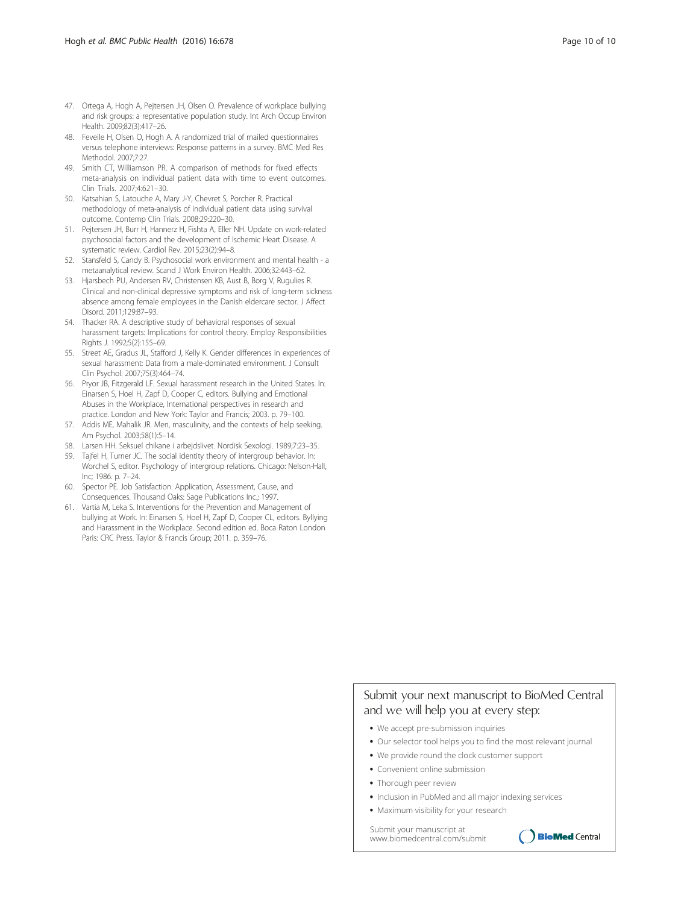47. Ortega A, Hogh A, Pejtersen JH, Olsen O. Prevalence of workplace bullying and risk groups: a representative population study. Int Arch Occup Environ Health. 2009;82(3):417–26.
48. Feveile H, Olsen O, Hogh A. A randomized trial of mailed questionnaires versus telephone interviews: Response patterns in a survey. BMC Med Res Methodol. 2007;7:27.
49. Smith CT, Williamson PR. A comparison of methods for fixed effects meta-analysis on individual patient data with time to event outcomes. Clin Trials. 2007;4:621–30.
50. Katsahian S, Latouche A, Mary J-Y, Chevret S, Porcher R. Practical methodology of meta-analysis of individual patient data using survival outcome. Contemp Clin Trials. 2008;29:220–30.
51. Pejtersen JH, Burr H, Hannerz H, Fishta A, Eller NH. Update on work-related psychosocial factors and the development of Ischemic Heart Disease. A systematic review. Cardiol Rev. 2015;23(2):94–8.
52. Stansfeld S, Candy B. Psychosocial work environment and mental health - a metaanalytical review. Scand J Work Environ Health. 2006;32:443–62.
53. Hjarsbech PU, Andersen RV, Christensen KB, Aust B, Borg V, Rugulies R. Clinical and non-clinical depressive symptoms and risk of long-term sickness absence among female employees in the Danish eldercare sector. J Affect Disord. 2011;129:87–93.
54. Thacker RA. A descriptive study of behavioral responses of sexual harassment targets: Implications for control theory. Employ Responsibilities Rights J. 1992;5(2):155–69.
55. Street AE, Gradus JL, Stafford J, Kelly K. Gender differences in experiences of sexual harassment: Data from a male-dominated environment. J Consult Clin Psychol. 2007;75(3):464–74.
56. Pryor JB, Fitzgerald LF. Sexual harassment research in the United States. In: Einarsen S, Hoel H, Zapf D, Cooper C, editors. Bullying and Emotional Abuses in the Workplace, International perspectives in research and practice. London and New York: Taylor and Francis; 2003. p. 79–100.
57. Addis ME, Mahalik JR. Men, masculinity, and the contexts of help seeking. Am Psychol. 2003;58(1):5–14.
58. Larsen HH. Seksuel chikane i arbejdslivet. Nordisk Sexologi. 1989;7:23–35.
59. Tajfel H, Turner JC. The social identity theory of intergroup behavior. In: Worchel S, editor. Psychology of intergroup relations. Chicago: Nelson-Hall, Inc; 1986. p. 7–24.
60. Spector PE. Job Satisfaction. Application, Assessment, Cause, and Consequences. Thousand Oaks: Sage Publications Inc.; 1997.
61. Vartia M, Leka S. Interventions for the Prevention and Management of bullying at Work. In: Einarsen S, Hoel H, Zapf D, Cooper CL, editors. Byllying and Harassment in the Workplace. Second edition ed. Boca Raton London Paris: CRC Press. Taylor & Francis Group; 2011. p. 359–76.

Submit your next manuscript to BioMed Central and we will help you at every step:

- We accept pre-submission inquiries
- Our selector tool helps you to find the most relevant journal
- We provide round the clock customer support
- Convenient online submission
- Thorough peer review
- Inclusion in PubMed and all major indexing services
- Maximum visibility for your research

Submit your manuscript at
www.biomedcentral.com/submit

BioMed Central